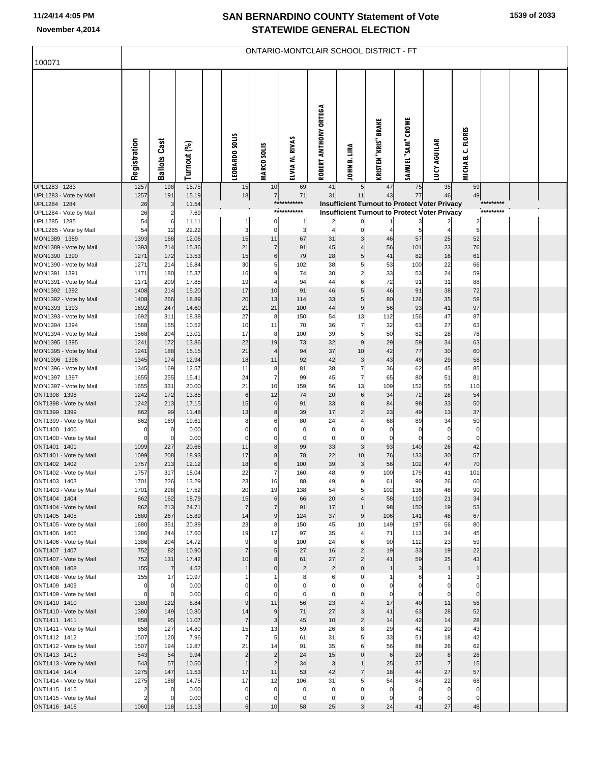# SAN BERNARDINO COUNTY Statement of Vote
## STATEWIDE GENERAL ELECTION

11/24/14 4:05 PM
November 4,2014

100071

ONTARIO-MONTCLAIR SCHOOL DISTRICT - FT

| | Registration | Ballots Cast | Turnout (%) | | LEOBARDO SOLIS | MARCO SOLIS | ELVIA M. RIVAS | ROBERT ANTHONY ORTEGA | JOHN B. LIRA | KRISTEN "KRIS" BRAKE | SAMUEL "SAM" CROWE | LUCY AGUILAR | MICHAEL C. FLORES | | | |
|---|---|---|---|---|---|---|---|---|---|---|---|---|---|---|---|---|
| UPL1283 1283 | 1257 | 198 | 15.75 | | 15 | 10 | 69 | 41 | 5 | 47 | 75 | 35 | 59 | | | |
| UPL1283 - Vote by Mail | 1257 | 191 | 15.19 | | 18 | 7 | 71 | 31 | 11 | 43 | 77 | 46 | 49 | | | |
| UPL1284 1284 | 26 | 3 | 11.54 | | | | *********** | Insufficient Turnout to Protect Voter Privacy | | | | | | ********* | | |
| UPL1284 - Vote by Mail | 26 | 2 | 7.69 | | | | *********** | Insufficient Turnout to Protect Voter Privacy | | | | | | ********* | | |
| UPL1285 1285 | 54 | 6 | 11.11 | | 1 | 0 | 1 | 2 | 0 | 1 | 3 | 2 | 2 | | | |
| UPL1285 - Vote by Mail | 54 | 12 | 22.22 | | 3 | 0 | 3 | 4 | 0 | 4 | 5 | 4 | 5 | | | |
| MON1389 1389 | 1393 | 168 | 12.06 | | 15 | 11 | 67 | 31 | 3 | 46 | 57 | 25 | 52 | | | |
| MON1389 - Vote by Mail | 1393 | 214 | 15.36 | | 21 | 7 | 91 | 45 | 4 | 56 | 101 | 23 | 76 | | | |
| MON1390 1390 | 1271 | 172 | 13.53 | | 15 | 6 | 79 | 28 | 5 | 41 | 82 | 16 | 61 | | | |
| MON1390 - Vote by Mail | 1271 | 214 | 16.84 | | 30 | 5 | 102 | 38 | 5 | 53 | 100 | 22 | 66 | | | |
| MON1391 1391 | 1171 | 180 | 15.37 | | 16 | 9 | 74 | 30 | 2 | 33 | 53 | 24 | 59 | | | |
| MON1391 - Vote by Mail | 1171 | 209 | 17.85 | | 19 | 4 | 94 | 44 | 6 | 72 | 91 | 31 | 88 | | | |
| MON1392 1392 | 1408 | 214 | 15.20 | | 17 | 10 | 91 | 46 | 5 | 46 | 91 | 38 | 72 | | | |
| MON1392 - Vote by Mail | 1408 | 266 | 18.89 | | 20 | 13 | 114 | 33 | 5 | 80 | 126 | 35 | 58 | | | |
| MON1393 1393 | 1692 | 247 | 14.60 | | 21 | 21 | 100 | 44 | 9 | 56 | 93 | 41 | 97 | | | |
| MON1393 - Vote by Mail | 1692 | 311 | 18.38 | | 27 | 8 | 150 | 54 | 13 | 112 | 156 | 47 | 87 | | | |
| MON1394 1394 | 1568 | 165 | 10.52 | | 10 | 11 | 70 | 36 | 7 | 32 | 63 | 27 | 63 | | | |
| MON1394 - Vote by Mail | 1568 | 204 | 13.01 | | 17 | 8 | 100 | 39 | 5 | 50 | 82 | 28 | 78 | | | |
| MON1395 1395 | 1241 | 172 | 13.86 | | 22 | 19 | 73 | 32 | 9 | 29 | 59 | 34 | 63 | | | |
| MON1395 - Vote by Mail | 1241 | 188 | 15.15 | | 21 | 4 | 94 | 37 | 10 | 42 | 77 | 30 | 60 | | | |
| MON1396 1396 | 1345 | 174 | 12.94 | | 18 | 11 | 92 | 42 | 3 | 43 | 49 | 29 | 58 | | | |
| MON1396 - Vote by Mail | 1345 | 169 | 12.57 | | 11 | 8 | 81 | 38 | 7 | 36 | 62 | 45 | 85 | | | |
| MON1397 1397 | 1655 | 255 | 15.41 | | 24 | 7 | 99 | 45 | 7 | 65 | 80 | 51 | 81 | | | |
| MON1397 - Vote by Mail | 1655 | 331 | 20.00 | | 21 | 10 | 159 | 56 | 13 | 109 | 152 | 55 | 110 | | | |
| ONT1398 1398 | 1242 | 172 | 13.85 | | 6 | 12 | 74 | 20 | 6 | 34 | 72 | 28 | 54 | | | |
| ONT1398 - Vote by Mail | 1242 | 213 | 17.15 | | 15 | 6 | 91 | 33 | 8 | 84 | 98 | 33 | 50 | | | |
| ONT1399 1399 | 862 | 99 | 11.48 | | 13 | 8 | 39 | 17 | 2 | 23 | 49 | 13 | 37 | | | |
| ONT1399 - Vote by Mail | 862 | 169 | 19.61 | | 8 | 6 | 80 | 24 | 4 | 68 | 89 | 34 | 50 | | | |
| ONT1400 1400 | 0 | 0 | 0.00 | | 0 | 0 | 0 | 0 | 0 | 0 | 0 | 0 | 0 | | | |
| ONT1400 - Vote by Mail | 0 | 0 | 0.00 | | 0 | 0 | 0 | 0 | 0 | 0 | 0 | 0 | 0 | | | |
| ONT1401 1401 | 1099 | 227 | 20.66 | | 11 | 8 | 99 | 33 | 3 | 93 | 140 | 26 | 42 | | | |
| ONT1401 - Vote by Mail | 1099 | 208 | 18.93 | | 17 | 8 | 78 | 22 | 10 | 76 | 133 | 30 | 57 | | | |
| ONT1402 1402 | 1757 | 213 | 12.12 | | 18 | 6 | 100 | 39 | 3 | 56 | 102 | 47 | 70 | | | |
| ONT1402 - Vote by Mail | 1757 | 317 | 18.04 | | 22 | 7 | 160 | 48 | 9 | 100 | 179 | 41 | 101 | | | |
| ONT1403 1403 | 1701 | 226 | 13.29 | | 23 | 16 | 88 | 49 | 9 | 61 | 90 | 26 | 60 | | | |
| ONT1403 - Vote by Mail | 1701 | 298 | 17.52 | | 20 | 19 | 138 | 54 | 5 | 102 | 136 | 48 | 90 | | | |
| ONT1404 1404 | 862 | 162 | 18.79 | | 15 | 6 | 66 | 20 | 4 | 58 | 110 | 21 | 34 | | | |
| ONT1404 - Vote by Mail | 862 | 213 | 24.71 | | 7 | 7 | 91 | 17 | 1 | 98 | 150 | 19 | 53 | | | |
| ONT1405 1405 | 1680 | 267 | 15.89 | | 14 | 9 | 124 | 37 | 9 | 106 | 141 | 48 | 67 | | | |
| ONT1405 - Vote by Mail | 1680 | 351 | 20.89 | | 23 | 8 | 150 | 45 | 10 | 149 | 197 | 56 | 80 | | | |
| ONT1406 1406 | 1386 | 244 | 17.60 | | 19 | 17 | 97 | 35 | 4 | 71 | 113 | 34 | 45 | | | |
| ONT1406 - Vote by Mail | 1386 | 204 | 14.72 | | 9 | 8 | 100 | 24 | 6 | 90 | 112 | 23 | 59 | | | |
| ONT1407 1407 | 752 | 82 | 10.90 | | 7 | 5 | 27 | 16 | 2 | 19 | 33 | 19 | 22 | | | |
| ONT1407 - Vote by Mail | 752 | 131 | 17.42 | | 10 | 8 | 61 | 27 | 2 | 41 | 59 | 25 | 43 | | | |
| ONT1408 1408 | 155 | 7 | 4.52 | | 1 | 0 | 2 | 2 | 0 | 1 | 3 | 1 | 1 | | | |
| ONT1408 - Vote by Mail | 155 | 17 | 10.97 | | 1 | 1 | 8 | 6 | 0 | 1 | 6 | 1 | 3 | | | |
| ONT1409 1409 | 0 | 0 | 0.00 | | 0 | 0 | 0 | 0 | 0 | 0 | 0 | 0 | 0 | | | |
| ONT1409 - Vote by Mail | 0 | 0 | 0.00 | | 0 | 0 | 0 | 0 | 0 | 0 | 0 | 0 | 0 | | | |
| ONT1410 1410 | 1380 | 122 | 8.84 | | 9 | 11 | 56 | 23 | 4 | 17 | 40 | 11 | 58 | | | |
| ONT1410 - Vote by Mail | 1380 | 149 | 10.80 | | 14 | 9 | 71 | 27 | 3 | 41 | 63 | 28 | 52 | | | |
| ONT1411 1411 | 858 | 95 | 11.07 | | 7 | 3 | 45 | 10 | 2 | 14 | 42 | 14 | 28 | | | |
| ONT1411 - Vote by Mail | 858 | 127 | 14.80 | | 15 | 13 | 59 | 26 | 8 | 29 | 42 | 20 | 43 | | | |
| ONT1412 1412 | 1507 | 120 | 7.96 | | 7 | 5 | 61 | 31 | 5 | 33 | 51 | 18 | 42 | | | |
| ONT1412 - Vote by Mail | 1507 | 194 | 12.87 | | 21 | 14 | 91 | 35 | 6 | 56 | 88 | 26 | 62 | | | |
| ONT1413 1413 | 543 | 54 | 9.94 | | 2 | 2 | 24 | 15 | 0 | 6 | 20 | 8 | 28 | | | |
| ONT1413 - Vote by Mail | 543 | 57 | 10.50 | | 1 | 2 | 34 | 3 | 1 | 25 | 37 | 7 | 15 | | | |
| ONT1414 1414 | 1275 | 147 | 11.53 | | 17 | 11 | 53 | 42 | 7 | 18 | 44 | 27 | 57 | | | |
| ONT1414 - Vote by Mail | 1275 | 188 | 14.75 | | 17 | 12 | 106 | 31 | 5 | 54 | 84 | 22 | 68 | | | |
| ONT1415 1415 | 2 | 0 | 0.00 | | 0 | 0 | 0 | 0 | 0 | 0 | 0 | 0 | 0 | | | |
| ONT1415 - Vote by Mail | 2 | 0 | 0.00 | | 0 | 0 | 0 | 0 | 0 | 0 | 0 | 0 | 0 | | | |
| ONT1416 1416 | 1060 | 118 | 11.13 | | 6 | 10 | 58 | 25 | 3 | 24 | 41 | 27 | 48 | | | |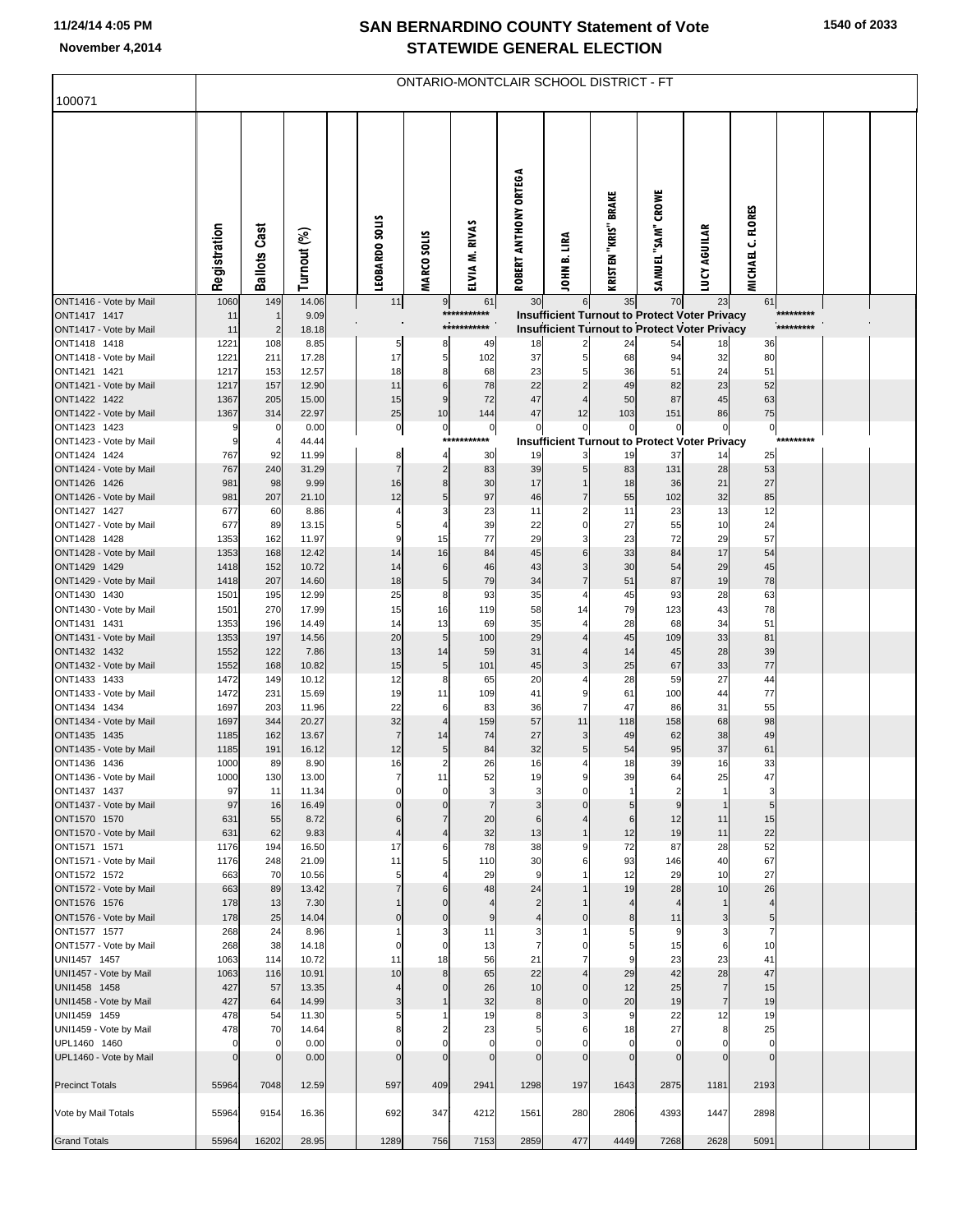# SAN BERNARDINO COUNTY Statement of Vote
# STATEWIDE GENERAL ELECTION

November 4,2014

## ONTARIO-MONTCLAIR SCHOOL DISTRICT - FT

100071

| | Registration | Ballots Cast | Turnout (%) | LEOBARDO SOLIS | MARCO SOLIS | ELVIA M. RIVAS | ROBERT ANTHONY ORTEGA | JOHN B. LIRA | KRISTEN "KRIS" BRAKE | SAMUEL "SAM" CROWE | LUCY AGUILAR | MICHAEL C. FLORES |
|---|---|---|---|---|---|---|---|---|---|---|---|---|
| ONT1416 - Vote by Mail | 1060 | 149 | 14.06 | 11 | 9 | 61 | 30 | 6 | 35 | 70 | 23 | 61 |
| ONT1417 1417 | 11 | 1 | 9.09 | *********** Insufficient Turnout to Protect Voter Privacy ********* | | | | | | | | |
| ONT1417 - Vote by Mail | 11 | 2 | 18.18 | *********** Insufficient Turnout to Protect Voter Privacy ********* | | | | | | | | |
| ONT1418 1418 | 1221 | 108 | 8.85 | 5 | 8 | 49 | 18 | 2 | 24 | 54 | 18 | 36 |
| ONT1418 - Vote by Mail | 1221 | 211 | 17.28 | 17 | 5 | 102 | 37 | 5 | 68 | 94 | 32 | 80 |
| ONT1421 1421 | 1217 | 153 | 12.57 | 18 | 8 | 68 | 23 | 5 | 36 | 51 | 24 | 51 |
| ONT1421 - Vote by Mail | 1217 | 157 | 12.90 | 11 | 6 | 78 | 22 | 2 | 49 | 82 | 23 | 52 |
| ONT1422 1422 | 1367 | 205 | 15.00 | 15 | 9 | 72 | 47 | 4 | 50 | 87 | 45 | 63 |
| ONT1422 - Vote by Mail | 1367 | 314 | 22.97 | 25 | 10 | 144 | 47 | 12 | 103 | 151 | 86 | 75 |
| ONT1423 1423 | 9 | 0 | 0.00 | 0 | 0 | 0 | 0 | 0 | 0 | 0 | 0 | 0 |
| ONT1423 - Vote by Mail | 9 | 4 | 44.44 | *********** Insufficient Turnout to Protect Voter Privacy ********* | | | | | | | | |
| ONT1424 1424 | 767 | 92 | 11.99 | 8 | 4 | 30 | 19 | 3 | 19 | 37 | 14 | 25 |
| ONT1424 - Vote by Mail | 767 | 240 | 31.29 | 7 | 2 | 83 | 39 | 5 | 83 | 131 | 28 | 53 |
| ONT1426 1426 | 981 | 98 | 9.99 | 16 | 8 | 30 | 17 | 1 | 18 | 36 | 21 | 27 |
| ONT1426 - Vote by Mail | 981 | 207 | 21.10 | 12 | 5 | 97 | 46 | 7 | 55 | 102 | 32 | 85 |
| ONT1427 1427 | 677 | 60 | 8.86 | 4 | 3 | 23 | 11 | 2 | 11 | 23 | 13 | 12 |
| ONT1427 - Vote by Mail | 677 | 89 | 13.15 | 5 | 4 | 39 | 22 | 0 | 27 | 55 | 10 | 24 |
| ONT1428 1428 | 1353 | 162 | 11.97 | 9 | 15 | 77 | 29 | 3 | 23 | 72 | 29 | 57 |
| ONT1428 - Vote by Mail | 1353 | 168 | 12.42 | 14 | 16 | 84 | 45 | 6 | 33 | 84 | 17 | 54 |
| ONT1429 1429 | 1418 | 152 | 10.72 | 14 | 6 | 46 | 43 | 3 | 30 | 54 | 29 | 45 |
| ONT1429 - Vote by Mail | 1418 | 207 | 14.60 | 18 | 5 | 79 | 34 | 7 | 51 | 87 | 19 | 78 |
| ONT1430 1430 | 1501 | 195 | 12.99 | 25 | 8 | 93 | 35 | 4 | 45 | 93 | 28 | 63 |
| ONT1430 - Vote by Mail | 1501 | 270 | 17.99 | 15 | 16 | 119 | 58 | 14 | 79 | 123 | 43 | 78 |
| ONT1431 1431 | 1353 | 196 | 14.49 | 14 | 13 | 69 | 35 | 4 | 28 | 68 | 34 | 51 |
| ONT1431 - Vote by Mail | 1353 | 197 | 14.56 | 20 | 5 | 100 | 29 | 4 | 45 | 109 | 33 | 81 |
| ONT1432 1432 | 1552 | 122 | 7.86 | 13 | 14 | 59 | 31 | 4 | 14 | 45 | 28 | 39 |
| ONT1432 - Vote by Mail | 1552 | 168 | 10.82 | 15 | 5 | 101 | 45 | 3 | 25 | 67 | 33 | 77 |
| ONT1433 1433 | 1472 | 149 | 10.12 | 12 | 8 | 65 | 20 | 4 | 28 | 59 | 27 | 44 |
| ONT1433 - Vote by Mail | 1472 | 231 | 15.69 | 19 | 11 | 109 | 41 | 9 | 61 | 100 | 44 | 77 |
| ONT1434 1434 | 1697 | 203 | 11.96 | 22 | 6 | 83 | 36 | 7 | 47 | 86 | 31 | 55 |
| ONT1434 - Vote by Mail | 1697 | 344 | 20.27 | 32 | 4 | 159 | 57 | 11 | 118 | 158 | 68 | 98 |
| ONT1435 1435 | 1185 | 162 | 13.67 | 7 | 14 | 74 | 27 | 3 | 49 | 62 | 38 | 49 |
| ONT1435 - Vote by Mail | 1185 | 191 | 16.12 | 12 | 5 | 84 | 32 | 5 | 54 | 95 | 37 | 61 |
| ONT1436 1436 | 1000 | 89 | 8.90 | 16 | 2 | 26 | 16 | 4 | 18 | 39 | 16 | 33 |
| ONT1436 - Vote by Mail | 1000 | 130 | 13.00 | 7 | 11 | 52 | 19 | 9 | 39 | 64 | 25 | 47 |
| ONT1437 1437 | 97 | 11 | 11.34 | 0 | 0 | 3 | 3 | 0 | 1 | 2 | 1 | 3 |
| ONT1437 - Vote by Mail | 97 | 16 | 16.49 | 0 | 0 | 7 | 3 | 0 | 5 | 9 | 1 | 5 |
| ONT1570 1570 | 631 | 55 | 8.72 | 6 | 7 | 20 | 6 | 4 | 6 | 12 | 11 | 15 |
| ONT1570 - Vote by Mail | 631 | 62 | 9.83 | 4 | 4 | 32 | 13 | 1 | 12 | 19 | 11 | 22 |
| ONT1571 1571 | 1176 | 194 | 16.50 | 17 | 6 | 78 | 38 | 9 | 72 | 87 | 28 | 52 |
| ONT1571 - Vote by Mail | 1176 | 248 | 21.09 | 11 | 5 | 110 | 30 | 6 | 93 | 146 | 40 | 67 |
| ONT1572 1572 | 663 | 70 | 10.56 | 5 | 4 | 29 | 9 | 1 | 12 | 29 | 10 | 27 |
| ONT1572 - Vote by Mail | 663 | 89 | 13.42 | 7 | 6 | 48 | 24 | 1 | 19 | 28 | 10 | 26 |
| ONT1576 1576 | 178 | 13 | 7.30 | 1 | 0 | 4 | 2 | 1 | 4 | 4 | 1 | 4 |
| ONT1576 - Vote by Mail | 178 | 25 | 14.04 | 0 | 0 | 9 | 4 | 0 | 8 | 11 | 3 | 5 |
| ONT1577 1577 | 268 | 24 | 8.96 | 1 | 3 | 11 | 3 | 1 | 5 | 9 | 3 | 7 |
| ONT1577 - Vote by Mail | 268 | 38 | 14.18 | 0 | 0 | 13 | 7 | 0 | 5 | 15 | 6 | 10 |
| UNI1457 1457 | 1063 | 114 | 10.72 | 11 | 18 | 56 | 21 | 7 | 9 | 23 | 23 | 41 |
| UNI1457 - Vote by Mail | 1063 | 116 | 10.91 | 10 | 8 | 65 | 22 | 4 | 29 | 42 | 28 | 47 |
| UNI1458 1458 | 427 | 57 | 13.35 | 4 | 0 | 26 | 10 | 0 | 12 | 25 | 7 | 15 |
| UNI1458 - Vote by Mail | 427 | 64 | 14.99 | 3 | 1 | 32 | 8 | 0 | 20 | 19 | 7 | 19 |
| UNI1459 1459 | 478 | 54 | 11.30 | 5 | 1 | 19 | 8 | 3 | 9 | 22 | 12 | 19 |
| UNI1459 - Vote by Mail | 478 | 70 | 14.64 | 8 | 2 | 23 | 5 | 6 | 18 | 27 | 8 | 25 |
| UPL1460 1460 | 0 | 0 | 0.00 | 0 | 0 | 0 | 0 | 0 | 0 | 0 | 0 | 0 |
| UPL1460 - Vote by Mail | 0 | 0 | 0.00 | 0 | 0 | 0 | 0 | 0 | 0 | 0 | 0 | 0 |
| Precinct Totals | 55964 | 7048 | 12.59 | 597 | 409 | 2941 | 1298 | 197 | 1643 | 2875 | 1181 | 2193 |
| Vote by Mail Totals | 55964 | 9154 | 16.36 | 692 | 347 | 4212 | 1561 | 280 | 2806 | 4393 | 1447 | 2898 |
| Grand Totals | 55964 | 16202 | 28.95 | 1289 | 756 | 7153 | 2859 | 477 | 4449 | 7268 | 2628 | 5091 |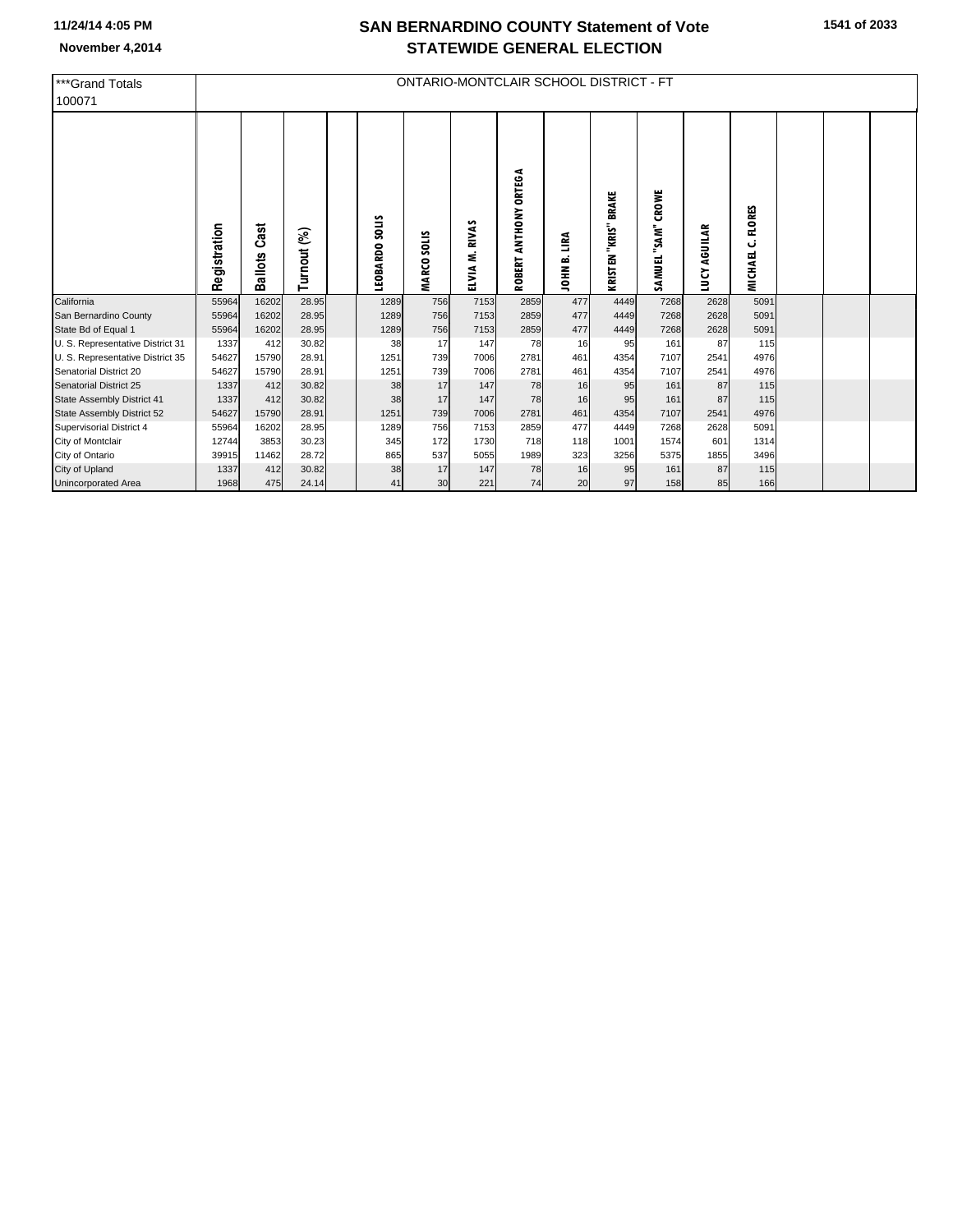**SAN BERNARDINO COUNTY Statement of Vote**
**STATEWIDE GENERAL ELECTION**

November 4,2014

| ***Grand Totals 100071 | ONTARIO-MONTCLAIR SCHOOL DISTRICT - FT | | | | | | | | | | | | | | |
|---|---|---|---|---|---|---|---|---|---|---|---|---|---|---|---|
| | Registration | Ballots Cast | Turnout (%) | | LEOBARDO SOLIS | MARCO SOLIS | ELVIA M. RIVAS | ROBERT ANTHONY ORTEGA | JOHN B. LIRA | KRISTEN "KRIS" BRAKE | SAMUEL "SAM" CROWE | LUCY AGUILAR | MICHAEL C. FLORES | | |
| California | 55964 | 16202 | 28.95 | | 1289 | 756 | 7153 | 2859 | 477 | 4449 | 7268 | 2628 | 5091 | | |
| San Bernardino County | 55964 | 16202 | 28.95 | | 1289 | 756 | 7153 | 2859 | 477 | 4449 | 7268 | 2628 | 5091 | | |
| State Bd of Equal 1 | 55964 | 16202 | 28.95 | | 1289 | 756 | 7153 | 2859 | 477 | 4449 | 7268 | 2628 | 5091 | | |
| U. S. Representative District 31 | 1337 | 412 | 30.82 | | 38 | 17 | 147 | 78 | 16 | 95 | 161 | 87 | 115 | | |
| U. S. Representative District 35 | 54627 | 15790 | 28.91 | | 1251 | 739 | 7006 | 2781 | 461 | 4354 | 7107 | 2541 | 4976 | | |
| Senatorial District 20 | 54627 | 15790 | 28.91 | | 1251 | 739 | 7006 | 2781 | 461 | 4354 | 7107 | 2541 | 4976 | | |
| Senatorial District 25 | 1337 | 412 | 30.82 | | 38 | 17 | 147 | 78 | 16 | 95 | 161 | 87 | 115 | | |
| State Assembly District 41 | 1337 | 412 | 30.82 | | 38 | 17 | 147 | 78 | 16 | 95 | 161 | 87 | 115 | | |
| State Assembly District 52 | 54627 | 15790 | 28.91 | | 1251 | 739 | 7006 | 2781 | 461 | 4354 | 7107 | 2541 | 4976 | | |
| Supervisorial District 4 | 55964 | 16202 | 28.95 | | 1289 | 756 | 7153 | 2859 | 477 | 4449 | 7268 | 2628 | 5091 | | |
| City of Montclair | 12744 | 3853 | 30.23 | | 345 | 172 | 1730 | 718 | 118 | 1001 | 1574 | 601 | 1314 | | |
| City of Ontario | 39915 | 11462 | 28.72 | | 865 | 537 | 5055 | 1989 | 323 | 3256 | 5375 | 1855 | 3496 | | |
| City of Upland | 1337 | 412 | 30.82 | | 38 | 17 | 147 | 78 | 16 | 95 | 161 | 87 | 115 | | |
| Unincorporated Area | 1968 | 475 | 24.14 | | 41 | 30 | 221 | 74 | 20 | 97 | 158 | 85 | 166 | | |